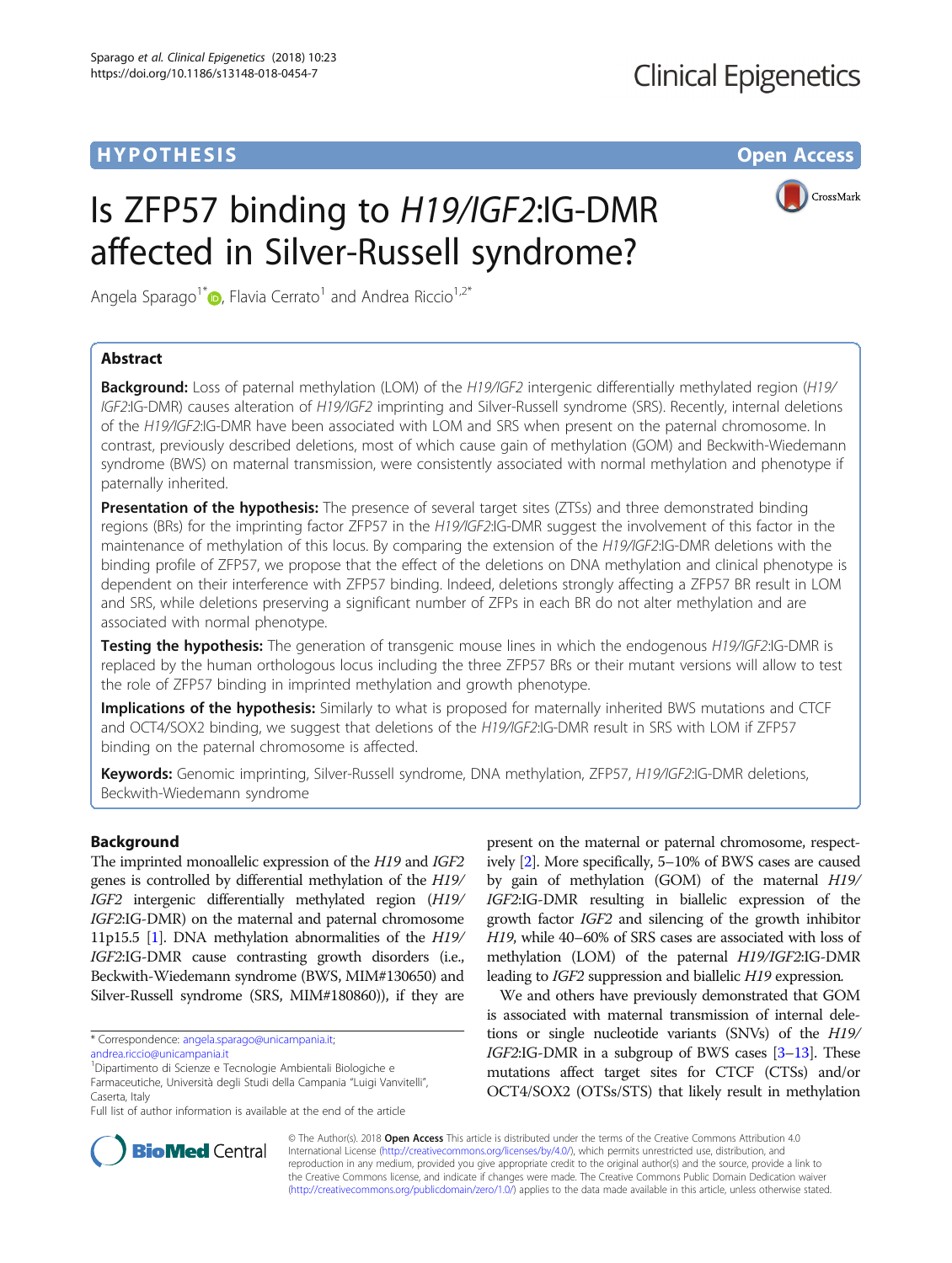# HYPOTHESIS

# Is ZFP57 binding to *H19/IGF2*:IG-DMR affected in Silver-Russell syndrome?

Angela Sparago[1*], Flavia Cerrato[1] and Andrea Riccio[1,2*]

## Abstract

**Background:** Loss of paternal methylation (LOM) of the *H19/IGF2* intergenic differentially methylated region (*H19/IGF2*:IG-DMR) causes alteration of *H19/IGF2* imprinting and Silver-Russell syndrome (SRS). Recently, internal deletions of the *H19/IGF2*:IG-DMR have been associated with LOM and SRS when present on the paternal chromosome. In contrast, previously described deletions, most of which cause gain of methylation (GOM) and Beckwith-Wiedemann syndrome (BWS) on maternal transmission, were consistently associated with normal methylation and phenotype if paternally inherited.

**Presentation of the hypothesis:** The presence of several target sites (ZTSs) and three demonstrated binding regions (BRs) for the imprinting factor ZFP57 in the *H19/IGF2*:IG-DMR suggest the involvement of this factor in the maintenance of methylation of this locus. By comparing the extension of the *H19/IGF2*:IG-DMR deletions with the binding profile of ZFP57, we propose that the effect of the deletions on DNA methylation and clinical phenotype is dependent on their interference with ZFP57 binding. Indeed, deletions strongly affecting a ZFP57 BR result in LOM and SRS, while deletions preserving a significant number of ZFPs in each BR do not alter methylation and are associated with normal phenotype.

**Testing the hypothesis:** The generation of transgenic mouse lines in which the endogenous *H19/IGF2*:IG-DMR is replaced by the human orthologous locus including the three ZFP57 BRs or their mutant versions will allow to test the role of ZFP57 binding in imprinted methylation and growth phenotype.

**Implications of the hypothesis:** Similarly to what is proposed for maternally inherited BWS mutations and CTCF and OCT4/SOX2 binding, we suggest that deletions of the *H19/IGF2*:IG-DMR result in SRS with LOM if ZFP57 binding on the paternal chromosome is affected.

**Keywords:** Genomic imprinting, Silver-Russell syndrome, DNA methylation, ZFP57, *H19/IGF2*:IG-DMR deletions, Beckwith-Wiedemann syndrome

## Background

The imprinted monoallelic expression of the *H19* and *IGF2* genes is controlled by differential methylation of the *H19/IGF2* intergenic differentially methylated region (*H19/IGF2*:IG-DMR) on the maternal and paternal chromosome 11p15.5 [1]. DNA methylation abnormalities of the *H19/IGF2*:IG-DMR cause contrasting growth disorders (i.e., Beckwith-Wiedemann syndrome (BWS, MIM#130650) and Silver-Russell syndrome (SRS, MIM#180860)), if they are present on the maternal or paternal chromosome, respectively [2]. More specifically, 5–10% of BWS cases are caused by gain of methylation (GOM) of the maternal *H19/IGF2*:IG-DMR resulting in biallelic expression of the growth factor *IGF2* and silencing of the growth inhibitor *H19*, while 40–60% of SRS cases are associated with loss of methylation (LOM) of the paternal *H19/IGF2*:IG-DMR leading to *IGF2* suppression and biallelic *H19* expression.

We and others have previously demonstrated that GOM is associated with maternal transmission of internal deletions or single nucleotide variants (SNVs) of the *H19/IGF2*:IG-DMR in a subgroup of BWS cases [3–13]. These mutations affect target sites for CTCF (CTSs) and/or OCT4/SOX2 (OTSs/STS) that likely result in methylation

\* Correspondence: angela.sparago@unicampania.it; andrea.riccio@unicampania.it

[1]Dipartimento di Scienze e Tecnologie Ambientali Biologiche e Farmaceutiche, Università degli Studi della Campania "Luigi Vanvitelli", Caserta, Italy

Full list of author information is available at the end of the article

© The Author(s). 2018 **Open Access** This article is distributed under the terms of the Creative Commons Attribution 4.0 International License (http://creativecommons.org/licenses/by/4.0/), which permits unrestricted use, distribution, and reproduction in any medium, provided you give appropriate credit to the original author(s) and the source, provide a link to the Creative Commons license, and indicate if changes were made. The Creative Commons Public Domain Dedication waiver (http://creativecommons.org/publicdomain/zero/1.0/) applies to the data made available in this article, unless otherwise stated.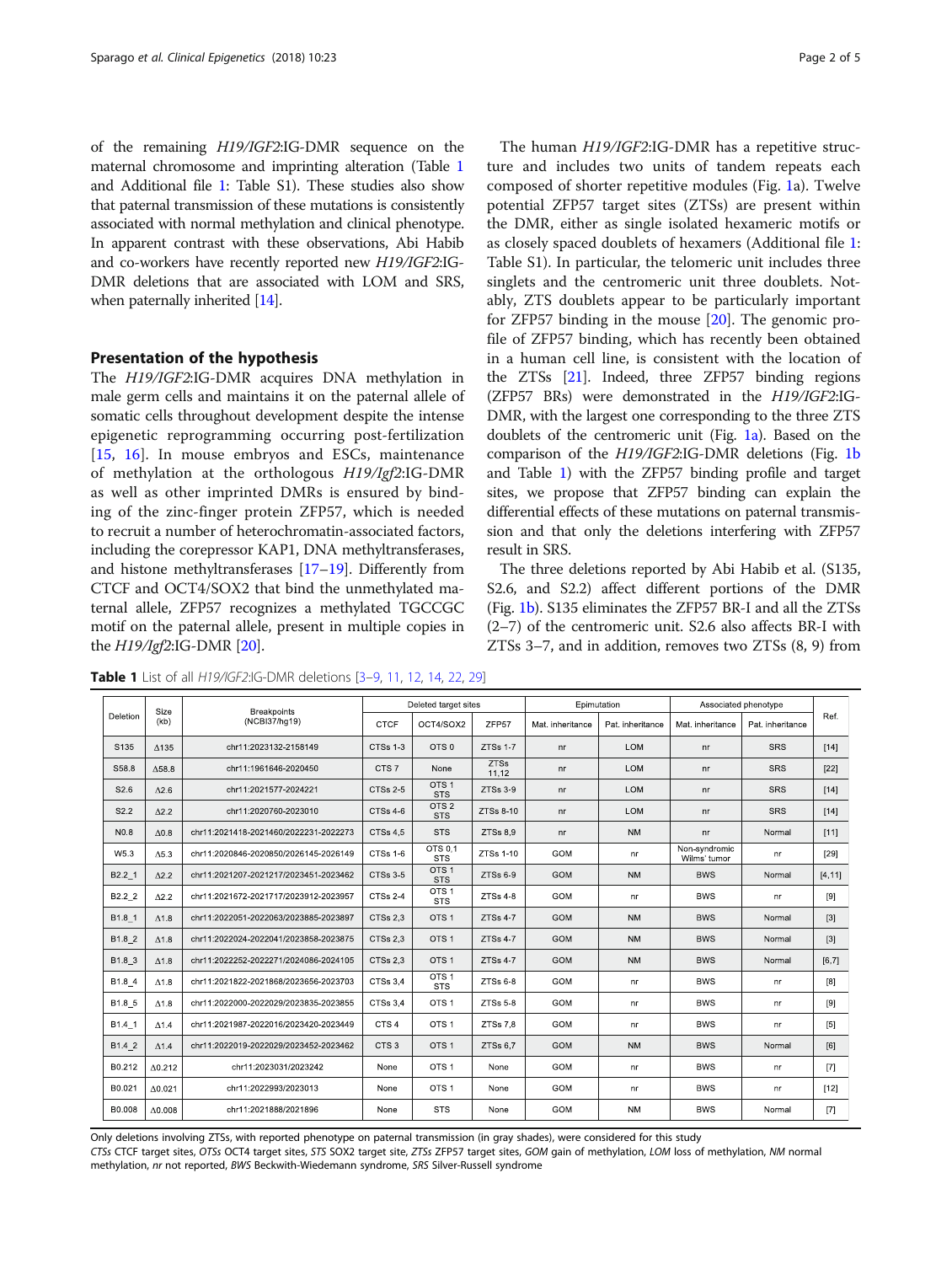of the remaining *H19/IGF2*:IG-DMR sequence on the maternal chromosome and imprinting alteration (Table 1 and Additional file 1: Table S1). These studies also show that paternal transmission of these mutations is consistently associated with normal methylation and clinical phenotype. In apparent contrast with these observations, Abi Habib and co-workers have recently reported new *H19/IGF2*:IG-DMR deletions that are associated with LOM and SRS, when paternally inherited [14].

## Presentation of the hypothesis

The *H19/IGF2*:IG-DMR acquires DNA methylation in male germ cells and maintains it on the paternal allele of somatic cells throughout development despite the intense epigenetic reprogramming occurring post-fertilization [15, 16]. In mouse embryos and ESCs, maintenance of methylation at the orthologous *H19/Igf2*:IG-DMR as well as other imprinted DMRs is ensured by binding of the zinc-finger protein ZFP57, which is needed to recruit a number of heterochromatin-associated factors, including the corepressor KAP1, DNA methyltransferases, and histone methyltransferases [17–19]. Differently from CTCF and OCT4/SOX2 that bind the unmethylated maternal allele, ZFP57 recognizes a methylated TGCCGC motif on the paternal allele, present in multiple copies in the *H19/Igf2*:IG-DMR [20].

The human *H19/IGF2*:IG-DMR has a repetitive structure and includes two units of tandem repeats each composed of shorter repetitive modules (Fig. 1a). Twelve potential ZFP57 target sites (ZTSs) are present within the DMR, either as single isolated hexameric motifs or as closely spaced doublets of hexamers (Additional file 1: Table S1). In particular, the telomeric unit includes three singlets and the centromeric unit three doublets. Notably, ZTS doublets appear to be particularly important for ZFP57 binding in the mouse [20]. The genomic profile of ZFP57 binding, which has recently been obtained in a human cell line, is consistent with the location of the ZTSs [21]. Indeed, three ZFP57 binding regions (ZFP57 BRs) were demonstrated in the *H19/IGF2*:IG-DMR, with the largest one corresponding to the three ZTS doublets of the centromeric unit (Fig. 1a). Based on the comparison of the *H19/IGF2*:IG-DMR deletions (Fig. 1b and Table 1) with the ZFP57 binding profile and target sites, we propose that ZFP57 binding can explain the differential effects of these mutations on paternal transmission and that only the deletions interfering with ZFP57 result in SRS.

The three deletions reported by Abi Habib et al. (S135, S2.6, and S2.2) affect different portions of the DMR (Fig. 1b). S135 eliminates the ZFP57 BR-I and all the ZTSs (2–7) of the centromeric unit. S2.6 also affects BR-I with ZTSs 3–7, and in addition, removes two ZTSs (8, 9) from

**Table 1** List of all *H19/IGF2*:IG-DMR deletions [3–9, 11, 12, 14, 22, 29]

| Deletion | Size (kb) | Breakpoints (NCBI37/hg19) | Deleted target sites | | | Epimutation | | Associated phenotype | | Ref. |
|---|---|---|---|---|---|---|---|---|---|---|
| | | | CTCF | OCT4/SOX2 | ZFP57 | Mat. inheritance | Pat. inheritance | Mat. inheritance | Pat. inheritance | |
| S135 | Δ135 | chr11:2023132-2158149 | CTSs 1-3 | OTS 0 | ZTSs 1-7 | nr | LOM | nr | SRS | [14] |
| S58.8 | Δ58.8 | chr11:1961646-2020450 | CTS 7 | None | ZTSs 11,12 | nr | LOM | nr | SRS | [22] |
| S2.6 | Δ2.6 | chr11:2021577-2024221 | CTSs 2-5 | OTS 1 STS | ZTSs 3-9 | nr | LOM | nr | SRS | [14] |
| S2.2 | Δ2.2 | chr11:2020760-2023010 | CTSs 4-6 | OTS 2 STS | ZTSs 8-10 | nr | LOM | nr | SRS | [14] |
| N0.8 | Δ0.8 | chr11:2021418-2021460/2022231-2022273 | CTSs 4,5 | STS | ZTSs 8,9 | nr | NM | nr | Normal | [11] |
| W5.3 | Δ5.3 | chr11:2020846-2020850/2026145-2026149 | CTSs 1-6 | OTS 0,1 STS | ZTSs 1-10 | GOM | nr | Non-syndromic Wilms' tumor | nr | [29] |
| B2.2_1 | Δ2.2 | chr11:2021207-2021217/2023451-2023462 | CTSs 3-5 | OTS 1 STS | ZTSs 6-9 | GOM | NM | BWS | Normal | [4,11] |
| B2.2_2 | Δ2.2 | chr11:2021672-2021717/2023912-2023957 | CTSs 2-4 | OTS 1 STS | ZTSs 4-8 | GOM | nr | BWS | nr | [9] |
| B1.8_1 | Δ1.8 | chr11:2022051-2022063/2023885-2023897 | CTSs 2,3 | OTS 1 | ZTSs 4-7 | GOM | NM | BWS | Normal | [3] |
| B1.8_2 | Δ1.8 | chr11:2022024-2022041/2023858-2023875 | CTSs 2,3 | OTS 1 | ZTSs 4-7 | GOM | NM | BWS | Normal | [3] |
| B1.8_3 | Δ1.8 | chr11:2022252-2022271/2024086-2024105 | CTSs 2,3 | OTS 1 | ZTSs 4-7 | GOM | NM | BWS | Normal | [6,7] |
| B1.8_4 | Δ1.8 | chr11:2021822-2021868/2023656-2023703 | CTSs 3,4 | OTS 1 STS | ZTSs 6-8 | GOM | nr | BWS | nr | [8] |
| B1.8_5 | Δ1.8 | chr11:2022000-2022029/2023835-2023855 | CTSs 3,4 | OTS 1 | ZTSs 5-8 | GOM | nr | BWS | nr | [9] |
| B1.4_1 | Δ1.4 | chr11:2021987-2022016/2023420-2023449 | CTS 4 | OTS 1 | ZTSs 7,8 | GOM | nr | BWS | nr | [5] |
| B1.4_2 | Δ1.4 | chr11:2022019-2022029/2023452-2023462 | CTS 3 | OTS 1 | ZTSs 6,7 | GOM | NM | BWS | Normal | [6] |
| B0.212 | Δ0.212 | chr11:2023031/2023242 | None | OTS 1 | None | GOM | nr | BWS | nr | [7] |
| B0.021 | Δ0.021 | chr11:2022993/2023013 | None | OTS 1 | None | GOM | nr | BWS | nr | [12] |
| B0.008 | Δ0.008 | chr11:2021888/2021896 | None | STS | None | GOM | NM | BWS | Normal | [7] |

Only deletions involving ZTSs, with reported phenotype on paternal transmission (in gray shades), were considered for this study

*CTSs* CTCF target sites, *OTSs* OCT4 target sites, *STS* SOX2 target site, *ZTSs* ZFP57 target sites, *GOM* gain of methylation, *LOM* loss of methylation, *NM* normal methylation, *nr* not reported, *BWS* Beckwith-Wiedemann syndrome, *SRS* Silver-Russell syndrome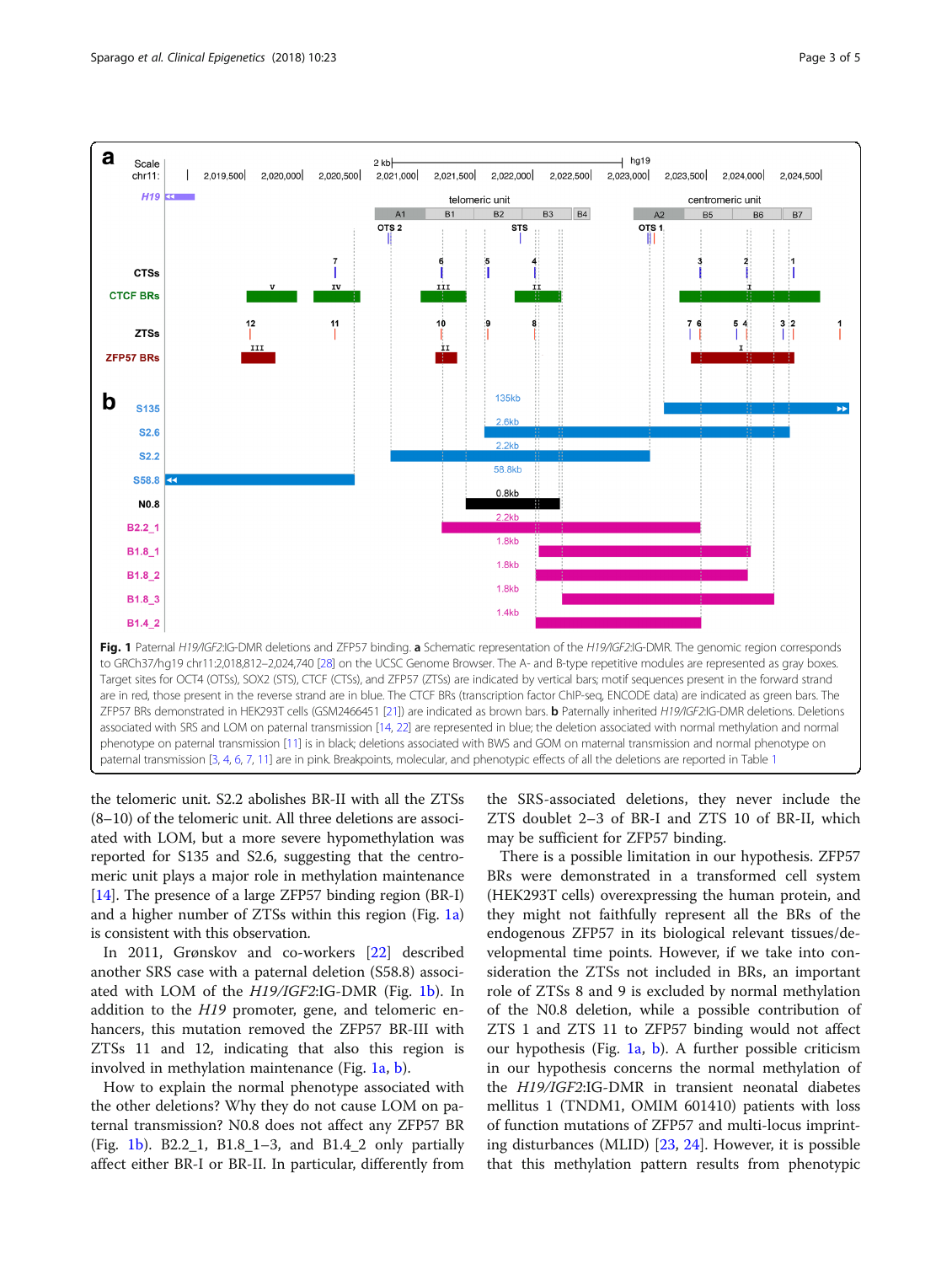**Fig. 1** Paternal *H19/IGF2*:IG-DMR deletions and ZFP57 binding. **a** Schematic representation of the *H19/IGF2*:IG-DMR. The genomic region corresponds to GRCh37/hg19 chr11:2,018,812–2,024,740 [28] on the UCSC Genome Browser. The A- and B-type repetitive modules are represented as gray boxes. Target sites for OCT4 (OTSs), SOX2 (STS), CTCF (CTSs), and ZFP57 (ZTSs) are indicated by vertical bars; motif sequences present in the forward strand are in red, those present in the reverse strand are in blue. The CTCF BRs (transcription factor ChIP-seq, ENCODE data) are indicated as green bars. The ZFP57 BRs demonstrated in HEK293T cells (GSM2466451 [21]) are indicated as brown bars. **b** Paternally inherited *H19/IGF2*:IG-DMR deletions. Deletions associated with SRS and LOM on paternal transmission [14, 22] are represented in blue; the deletion associated with normal methylation and normal phenotype on paternal transmission [11] is in black; deletions associated with BWS and GOM on maternal transmission and normal phenotype on paternal transmission [3, 4, 6, 7, 11] are in pink. Breakpoints, molecular, and phenotypic effects of all the deletions are reported in Table 1

the telomeric unit. S2.2 abolishes BR-II with all the ZTSs (8–10) of the telomeric unit. All three deletions are associated with LOM, but a more severe hypomethylation was reported for S135 and S2.6, suggesting that the centromeric unit plays a major role in methylation maintenance [14]. The presence of a large ZFP57 binding region (BR-I) and a higher number of ZTSs within this region (Fig. 1a) is consistent with this observation.

In 2011, Grønskov and co-workers [22] described another SRS case with a paternal deletion (S58.8) associated with LOM of the *H19/IGF2*:IG-DMR (Fig. 1b). In addition to the *H19* promoter, gene, and telomeric enhancers, this mutation removed the ZFP57 BR-III with ZTSs 11 and 12, indicating that also this region is involved in methylation maintenance (Fig. 1a, b).

How to explain the normal phenotype associated with the other deletions? Why they do not cause LOM on paternal transmission? N0.8 does not affect any ZFP57 BR (Fig. 1b). B2.2_1, B1.8_1–3, and B1.4_2 only partially affect either BR-I or BR-II. In particular, differently from the SRS-associated deletions, they never include the ZTS doublet 2–3 of BR-I and ZTS 10 of BR-II, which may be sufficient for ZFP57 binding.

There is a possible limitation in our hypothesis. ZFP57 BRs were demonstrated in a transformed cell system (HEK293T cells) overexpressing the human protein, and they might not faithfully represent all the BRs of the endogenous ZFP57 in its biological relevant tissues/developmental time points. However, if we take into consideration the ZTSs not included in BRs, an important role of ZTSs 8 and 9 is excluded by normal methylation of the N0.8 deletion, while a possible contribution of ZTS 1 and ZTS 11 to ZFP57 binding would not affect our hypothesis (Fig. 1a, b). A further possible criticism in our hypothesis concerns the normal methylation of the *H19/IGF2*:IG-DMR in transient neonatal diabetes mellitus 1 (TNDM1, OMIM 601410) patients with loss of function mutations of ZFP57 and multi-locus imprinting disturbances (MLID) [23, 24]. However, it is possible that this methylation pattern results from phenotypic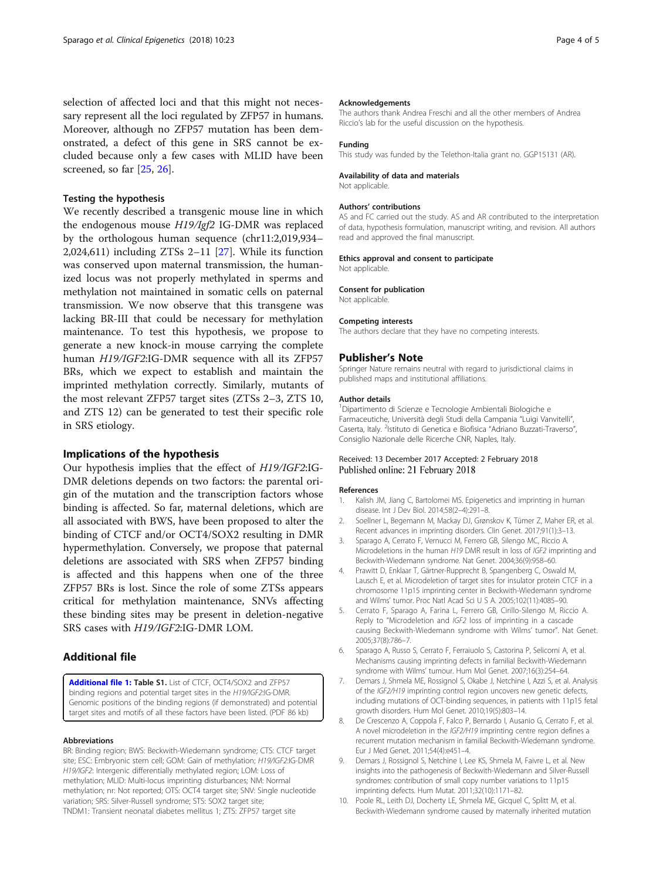selection of affected loci and that this might not necessary represent all the loci regulated by ZFP57 in humans. Moreover, although no ZFP57 mutation has been demonstrated, a defect of this gene in SRS cannot be excluded because only a few cases with MLID have been screened, so far [25, 26].

### Testing the hypothesis

We recently described a transgenic mouse line in which the endogenous mouse *H19/Igf2* IG-DMR was replaced by the orthologous human sequence (chr11:2,019,934–2,024,611) including ZTSs 2–11 [27]. While its function was conserved upon maternal transmission, the humanized locus was not properly methylated in sperms and methylation not maintained in somatic cells on paternal transmission. We now observe that this transgene was lacking BR-III that could be necessary for methylation maintenance. To test this hypothesis, we propose to generate a new knock-in mouse carrying the complete human *H19/IGF2*:IG-DMR sequence with all its ZFP57 BRs, which we expect to establish and maintain the imprinted methylation correctly. Similarly, mutants of the most relevant ZFP57 target sites (ZTSs 2–3, ZTS 10, and ZTS 12) can be generated to test their specific role in SRS etiology.

## Implications of the hypothesis

Our hypothesis implies that the effect of *H19/IGF2*:IG-DMR deletions depends on two factors: the parental origin of the mutation and the transcription factors whose binding is affected. So far, maternal deletions, which are all associated with BWS, have been proposed to alter the binding of CTCF and/or OCT4/SOX2 resulting in DMR hypermethylation. Conversely, we propose that paternal deletions are associated with SRS when ZFP57 binding is affected and this happens when one of the three ZFP57 BRs is lost. Since the role of some ZTSs appears critical for methylation maintenance, SNVs affecting these binding sites may be present in deletion-negative SRS cases with *H19/IGF2*:IG-DMR LOM.

## Additional file

**Additional file 1: Table S1.** List of CTCF, OCT4/SOX2 and ZFP57 binding regions and potential target sites in the *H19/IGF2*:IG-DMR. Genomic positions of the binding regions (if demonstrated) and potential target sites and motifs of all these factors have been listed. (PDF 86 kb)

#### Abbreviations

BR: Binding region; BWS: Beckwith-Wiedemann syndrome; CTS: CTCF target site; ESC: Embryonic stem cell; GOM: Gain of methylation; *H19/IGF2*:IG-DMR *H19/IGF2*: Intergenic differentially methylated region; LOM: Loss of methylation; MLID: Multi-locus imprinting disturbances; NM: Normal methylation; nr: Not reported; OTS: OCT4 target site; SNV: Single nucleotide variation; SRS: Silver-Russell syndrome; STS: SOX2 target site; TNDM1: Transient neonatal diabetes mellitus 1; ZTS: ZFP57 target site

#### Acknowledgements

The authors thank Andrea Freschi and all the other members of Andrea Riccio's lab for the useful discussion on the hypothesis.

#### Funding

This study was funded by the Telethon-Italia grant no. GGP15131 (AR).

#### Availability of data and materials

Not applicable.

#### Authors' contributions

AS and FC carried out the study. AS and AR contributed to the interpretation of data, hypothesis formulation, manuscript writing, and revision. All authors read and approved the final manuscript.

#### Ethics approval and consent to participate

Not applicable.

#### Consent for publication

Not applicable.

#### Competing interests

The authors declare that they have no competing interests.

## Publisher's Note

Springer Nature remains neutral with regard to jurisdictional claims in published maps and institutional affiliations.

#### Author details

[1]Dipartimento di Scienze e Tecnologie Ambientali Biologiche e Farmaceutiche, Università degli Studi della Campania "Luigi Vanvitelli", Caserta, Italy. [2]Istituto di Genetica e Biofisica "Adriano Buzzati-Traverso", Consiglio Nazionale delle Ricerche CNR, Naples, Italy.

Received: 13 December 2017 Accepted: 2 February 2018
Published online: 21 February 2018

#### References

1. Kalish JM, Jiang C, Bartolomei MS. Epigenetics and imprinting in human disease. Int J Dev Biol. 2014;58(2–4):291–8.
2. Soellner L, Begemann M, Mackay DJ, Grønskov K, Tümer Z, Maher ER, et al. Recent advances in imprinting disorders. Clin Genet. 2017;91(1):3–13.
3. Sparago A, Cerrato F, Vernucci M, Ferrero GB, Silengo MC, Riccio A. Microdeletions in the human *H19* DMR result in loss of *IGF2* imprinting and Beckwith-Wiedemann syndrome. Nat Genet. 2004;36(9):958–60.
4. Prawitt D, Enklaar T, Gärtner-Rupprecht B, Spangenberg C, Oswald M, Lausch E, et al. Microdeletion of target sites for insulator protein CTCF in a chromosome 11p15 imprinting center in Beckwith-Wiedemann syndrome and Wilms' tumor. Proc Natl Acad Sci U S A. 2005;102(11):4085–90.
5. Cerrato F, Sparago A, Farina L, Ferrero GB, Cirillo-Silengo M, Riccio A. Reply to "Microdeletion and *IGF2* loss of imprinting in a cascade causing Beckwith-Wiedemann syndrome with Wilms' tumor". Nat Genet. 2005;37(8):786–7.
6. Sparago A, Russo S, Cerrato F, Ferraiuolo S, Castorina P, Selicorni A, et al. Mechanisms causing imprinting defects in familial Beckwith-Wiedemann syndrome with Wilms' tumour. Hum Mol Genet. 2007;16(3):254–64.
7. Demars J, Shmela ME, Rossignol S, Okabe J, Netchine I, Azzi S, et al. Analysis of the *IGF2/H19* imprinting control region uncovers new genetic defects, including mutations of OCT-binding sequences, in patients with 11p15 fetal growth disorders. Hum Mol Genet. 2010;19(5):803–14.
8. De Crescenzo A, Coppola F, Falco P, Bernardo I, Ausanio G, Cerrato F, et al. A novel microdeletion in the *IGF2/H19* imprinting centre region defines a recurrent mutation mechanism in familial Beckwith-Wiedemann syndrome. Eur J Med Genet. 2011;54(4):e451–4.
9. Demars J, Rossignol S, Netchine I, Lee KS, Shmela M, Faivre L, et al. New insights into the pathogenesis of Beckwith-Wiedemann and Silver-Russell syndromes: contribution of small copy number variations to 11p15 imprinting defects. Hum Mutat. 2011;32(10):1171–82.
10. Poole RL, Leith DJ, Docherty LE, Shmela ME, Gicquel C, Splitt M, et al. Beckwith-Wiedemann syndrome caused by maternally inherited mutation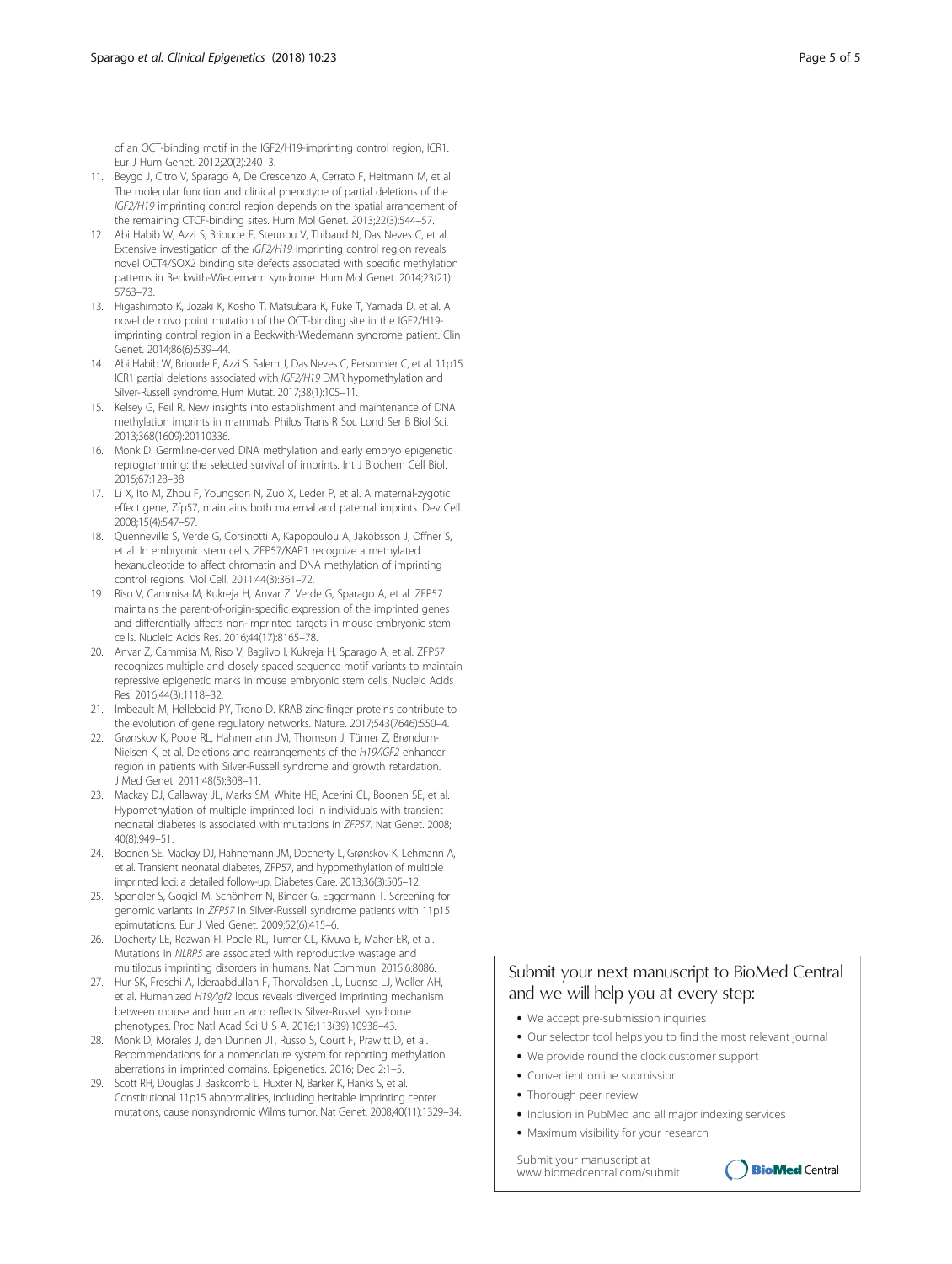of an OCT-binding motif in the IGF2/H19-imprinting control region, ICR1. Eur J Hum Genet. 2012;20(2):240–3.

11. Beygo J, Citro V, Sparago A, De Crescenzo A, Cerrato F, Heitmann M, et al. The molecular function and clinical phenotype of partial deletions of the *IGF2/H19* imprinting control region depends on the spatial arrangement of the remaining CTCF-binding sites. Hum Mol Genet. 2013;22(3):544–57.
12. Abi Habib W, Azzi S, Brioude F, Steunou V, Thibaud N, Das Neves C, et al. Extensive investigation of the *IGF2/H19* imprinting control region reveals novel OCT4/SOX2 binding site defects associated with specific methylation patterns in Beckwith-Wiedemann syndrome. Hum Mol Genet. 2014;23(21): 5763–73.
13. Higashimoto K, Jozaki K, Kosho T, Matsubara K, Fuke T, Yamada D, et al. A novel de novo point mutation of the OCT-binding site in the IGF2/H19-imprinting control region in a Beckwith-Wiedemann syndrome patient. Clin Genet. 2014;86(6):539–44.
14. Abi Habib W, Brioude F, Azzi S, Salem J, Das Neves C, Personnier C, et al. 11p15 ICR1 partial deletions associated with *IGF2/H19* DMR hypomethylation and Silver-Russell syndrome. Hum Mutat. 2017;38(1):105–11.
15. Kelsey G, Feil R. New insights into establishment and maintenance of DNA methylation imprints in mammals. Philos Trans R Soc Lond Ser B Biol Sci. 2013;368(1609):20110336.
16. Monk D. Germline-derived DNA methylation and early embryo epigenetic reprogramming: the selected survival of imprints. Int J Biochem Cell Biol. 2015;67:128–38.
17. Li X, Ito M, Zhou F, Youngson N, Zuo X, Leder P, et al. A maternal-zygotic effect gene, Zfp57, maintains both maternal and paternal imprints. Dev Cell. 2008;15(4):547–57.
18. Quenneville S, Verde G, Corsinotti A, Kapopoulou A, Jakobsson J, Offner S, et al. In embryonic stem cells, ZFP57/KAP1 recognize a methylated hexanucleotide to affect chromatin and DNA methylation of imprinting control regions. Mol Cell. 2011;44(3):361–72.
19. Riso V, Cammisa M, Kukreja H, Anvar Z, Verde G, Sparago A, et al. ZFP57 maintains the parent-of-origin-specific expression of the imprinted genes and differentially affects non-imprinted targets in mouse embryonic stem cells. Nucleic Acids Res. 2016;44(17):8165–78.
20. Anvar Z, Cammisa M, Riso V, Baglivo I, Kukreja H, Sparago A, et al. ZFP57 recognizes multiple and closely spaced sequence motif variants to maintain repressive epigenetic marks in mouse embryonic stem cells. Nucleic Acids Res. 2016;44(3):1118–32.
21. Imbeault M, Helleboid PY, Trono D. KRAB zinc-finger proteins contribute to the evolution of gene regulatory networks. Nature. 2017;543(7646):550–4.
22. Grønskov K, Poole RL, Hahnemann JM, Thomson J, Tümer Z, Brøndum-Nielsen K, et al. Deletions and rearrangements of the *H19/IGF2* enhancer region in patients with Silver-Russell syndrome and growth retardation. J Med Genet. 2011;48(5):308–11.
23. Mackay DJ, Callaway JL, Marks SM, White HE, Acerini CL, Boonen SE, et al. Hypomethylation of multiple imprinted loci in individuals with transient neonatal diabetes is associated with mutations in *ZFP57*. Nat Genet. 2008; 40(8):949–51.
24. Boonen SE, Mackay DJ, Hahnemann JM, Docherty L, Grønskov K, Lehmann A, et al. Transient neonatal diabetes, ZFP57, and hypomethylation of multiple imprinted loci: a detailed follow-up. Diabetes Care. 2013;36(3):505–12.
25. Spengler S, Gogiel M, Schönherr N, Binder G, Eggermann T. Screening for genomic variants in *ZFP57* in Silver-Russell syndrome patients with 11p15 epimutations. Eur J Med Genet. 2009;52(6):415–6.
26. Docherty LE, Rezwan FI, Poole RL, Turner CL, Kivuva E, Maher ER, et al. Mutations in *NLRP5* are associated with reproductive wastage and multilocus imprinting disorders in humans. Nat Commun. 2015;6:8086.
27. Hur SK, Freschi A, Ideraabdullah F, Thorvaldsen JL, Luense LJ, Weller AH, et al. Humanized *H19/Igf2* locus reveals diverged imprinting mechanism between mouse and human and reflects Silver-Russell syndrome phenotypes. Proc Natl Acad Sci U S A. 2016;113(39):10938–43.
28. Monk D, Morales J, den Dunnen JT, Russo S, Court F, Prawitt D, et al. Recommendations for a nomenclature system for reporting methylation aberrations in imprinted domains. Epigenetics. 2016; Dec 2:1–5.
29. Scott RH, Douglas J, Baskcomb L, Huxter N, Barker K, Hanks S, et al. Constitutional 11p15 abnormalities, including heritable imprinting center mutations, cause nonsyndromic Wilms tumor. Nat Genet. 2008;40(11):1329–34.

Submit your next manuscript to BioMed Central and we will help you at every step:

- We accept pre-submission inquiries
- Our selector tool helps you to find the most relevant journal
- We provide round the clock customer support
- Convenient online submission
- Thorough peer review
- Inclusion in PubMed and all major indexing services
- Maximum visibility for your research

Submit your manuscript at www.biomedcentral.com/submit

BioMed Central